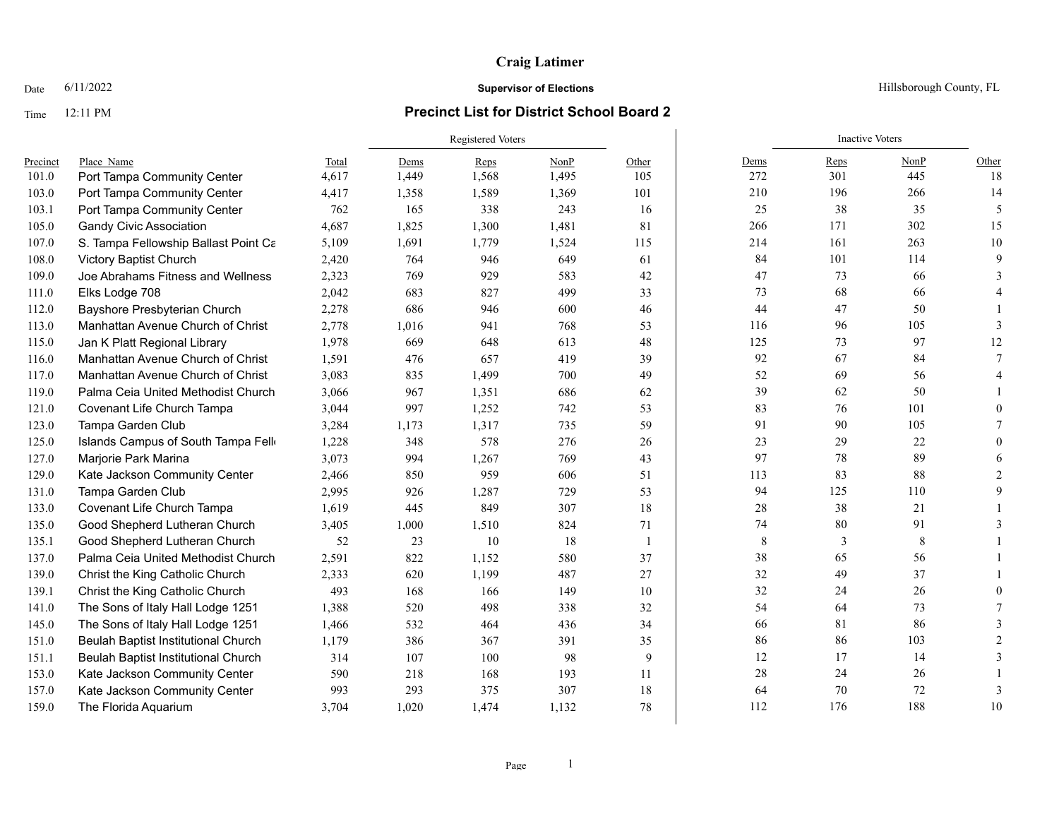# Craig Latimer

Date 6/11/2022 **Supervisor of Elections** Hillsborough County, FL

Time 12:11 PM

## Precinct List for District School Board 2

| Precinct | Place_Name | Total | Registered Voters | | | | Inactive Voters | | | |
|---|---|---|---|---|---|---|---|---|---|---|
| | | | Dems | Reps | NonP | Other | Dems | Reps | NonP | Other |
| 101.0 | Port Tampa Community Center | 4,617 | 1,449 | 1,568 | 1,495 | 105 | 272 | 301 | 445 | 18 |
| 103.0 | Port Tampa Community Center | 4,417 | 1,358 | 1,589 | 1,369 | 101 | 210 | 196 | 266 | 14 |
| 103.1 | Port Tampa Community Center | 762 | 165 | 338 | 243 | 16 | 25 | 38 | 35 | 5 |
| 105.0 | Gandy Civic Association | 4,687 | 1,825 | 1,300 | 1,481 | 81 | 266 | 171 | 302 | 15 |
| 107.0 | S. Tampa Fellowship Ballast Point Ca | 5,109 | 1,691 | 1,779 | 1,524 | 115 | 214 | 161 | 263 | 10 |
| 108.0 | Victory Baptist Church | 2,420 | 764 | 946 | 649 | 61 | 84 | 101 | 114 | 9 |
| 109.0 | Joe Abrahams Fitness and Wellness | 2,323 | 769 | 929 | 583 | 42 | 47 | 73 | 66 | 3 |
| 111.0 | Elks Lodge 708 | 2,042 | 683 | 827 | 499 | 33 | 73 | 68 | 66 | 4 |
| 112.0 | Bayshore Presbyterian Church | 2,278 | 686 | 946 | 600 | 46 | 44 | 47 | 50 | 1 |
| 113.0 | Manhattan Avenue Church of Christ | 2,778 | 1,016 | 941 | 768 | 53 | 116 | 96 | 105 | 3 |
| 115.0 | Jan K Platt Regional Library | 1,978 | 669 | 648 | 613 | 48 | 125 | 73 | 97 | 12 |
| 116.0 | Manhattan Avenue Church of Christ | 1,591 | 476 | 657 | 419 | 39 | 92 | 67 | 84 | 7 |
| 117.0 | Manhattan Avenue Church of Christ | 3,083 | 835 | 1,499 | 700 | 49 | 52 | 69 | 56 | 4 |
| 119.0 | Palma Ceia United Methodist Church | 3,066 | 967 | 1,351 | 686 | 62 | 39 | 62 | 50 | 1 |
| 121.0 | Covenant Life Church Tampa | 3,044 | 997 | 1,252 | 742 | 53 | 83 | 76 | 101 | 0 |
| 123.0 | Tampa Garden Club | 3,284 | 1,173 | 1,317 | 735 | 59 | 91 | 90 | 105 | 7 |
| 125.0 | Islands Campus of South Tampa Fell | 1,228 | 348 | 578 | 276 | 26 | 23 | 29 | 22 | 0 |
| 127.0 | Marjorie Park Marina | 3,073 | 994 | 1,267 | 769 | 43 | 97 | 78 | 89 | 6 |
| 129.0 | Kate Jackson Community Center | 2,466 | 850 | 959 | 606 | 51 | 113 | 83 | 88 | 2 |
| 131.0 | Tampa Garden Club | 2,995 | 926 | 1,287 | 729 | 53 | 94 | 125 | 110 | 9 |
| 133.0 | Covenant Life Church Tampa | 1,619 | 445 | 849 | 307 | 18 | 28 | 38 | 21 | 1 |
| 135.0 | Good Shepherd Lutheran Church | 3,405 | 1,000 | 1,510 | 824 | 71 | 74 | 80 | 91 | 3 |
| 135.1 | Good Shepherd Lutheran Church | 52 | 23 | 10 | 18 | 1 | 8 | 3 | 8 | 1 |
| 137.0 | Palma Ceia United Methodist Church | 2,591 | 822 | 1,152 | 580 | 37 | 38 | 65 | 56 | 1 |
| 139.0 | Christ the King Catholic Church | 2,333 | 620 | 1,199 | 487 | 27 | 32 | 49 | 37 | 1 |
| 139.1 | Christ the King Catholic Church | 493 | 168 | 166 | 149 | 10 | 32 | 24 | 26 | 0 |
| 141.0 | The Sons of Italy Hall Lodge 1251 | 1,388 | 520 | 498 | 338 | 32 | 54 | 64 | 73 | 7 |
| 145.0 | The Sons of Italy Hall Lodge 1251 | 1,466 | 532 | 464 | 436 | 34 | 66 | 81 | 86 | 3 |
| 151.0 | Beulah Baptist Institutional Church | 1,179 | 386 | 367 | 391 | 35 | 86 | 86 | 103 | 2 |
| 151.1 | Beulah Baptist Institutional Church | 314 | 107 | 100 | 98 | 9 | 12 | 17 | 14 | 3 |
| 153.0 | Kate Jackson Community Center | 590 | 218 | 168 | 193 | 11 | 28 | 24 | 26 | 1 |
| 157.0 | Kate Jackson Community Center | 993 | 293 | 375 | 307 | 18 | 64 | 70 | 72 | 3 |
| 159.0 | The Florida Aquarium | 3,704 | 1,020 | 1,474 | 1,132 | 78 | 112 | 176 | 188 | 10 |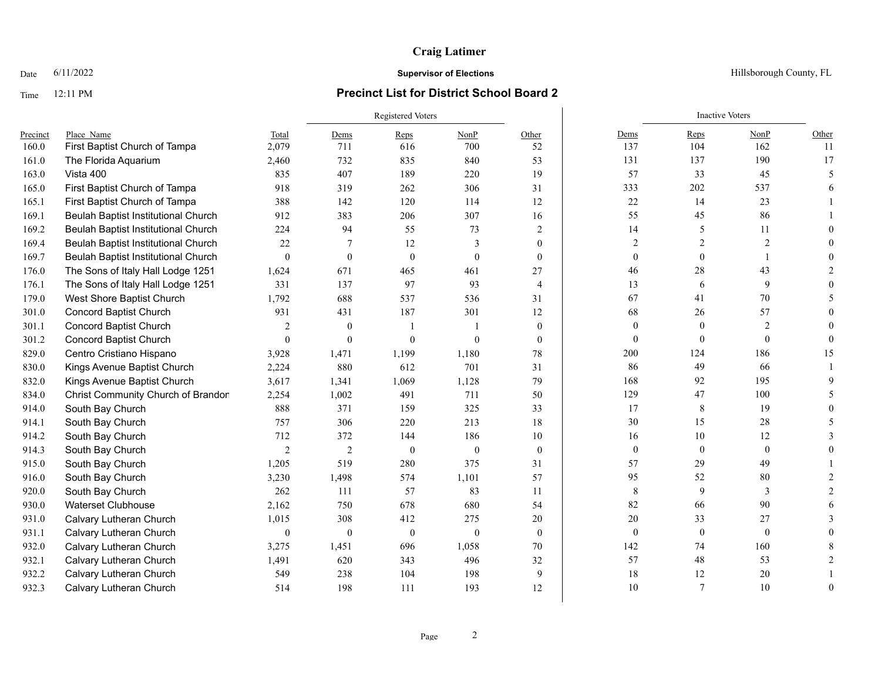# Craig Latimer

Date 6/11/2022 **Supervisor of Elections** Hillsborough County, FL

Time 12:11 PM

## Precinct List for District School Board 2

| | | | Registered Voters | | | | Inactive Voters | | | |
|---|---|---|---|---|---|---|---|---|---|---|
| Precinct | Place_Name | Total | Dems | Reps | NonP | Other | Dems | Reps | NonP | Other |
| 160.0 | First Baptist Church of Tampa | 2,079 | 711 | 616 | 700 | 52 | 137 | 104 | 162 | 11 |
| 161.0 | The Florida Aquarium | 2,460 | 732 | 835 | 840 | 53 | 131 | 137 | 190 | 17 |
| 163.0 | Vista 400 | 835 | 407 | 189 | 220 | 19 | 57 | 33 | 45 | 5 |
| 165.0 | First Baptist Church of Tampa | 918 | 319 | 262 | 306 | 31 | 333 | 202 | 537 | 6 |
| 165.1 | First Baptist Church of Tampa | 388 | 142 | 120 | 114 | 12 | 22 | 14 | 23 | 1 |
| 169.1 | Beulah Baptist Institutional Church | 912 | 383 | 206 | 307 | 16 | 55 | 45 | 86 | 1 |
| 169.2 | Beulah Baptist Institutional Church | 224 | 94 | 55 | 73 | 2 | 14 | 5 | 11 | 0 |
| 169.4 | Beulah Baptist Institutional Church | 22 | 7 | 12 | 3 | 0 | 2 | 2 | 2 | 0 |
| 169.7 | Beulah Baptist Institutional Church | 0 | 0 | 0 | 0 | 0 | 0 | 0 | 1 | 0 |
| 176.0 | The Sons of Italy Hall Lodge 1251 | 1,624 | 671 | 465 | 461 | 27 | 46 | 28 | 43 | 2 |
| 176.1 | The Sons of Italy Hall Lodge 1251 | 331 | 137 | 97 | 93 | 4 | 13 | 6 | 9 | 0 |
| 179.0 | West Shore Baptist Church | 1,792 | 688 | 537 | 536 | 31 | 67 | 41 | 70 | 5 |
| 301.0 | Concord Baptist Church | 931 | 431 | 187 | 301 | 12 | 68 | 26 | 57 | 0 |
| 301.1 | Concord Baptist Church | 2 | 0 | 1 | 1 | 0 | 0 | 0 | 2 | 0 |
| 301.2 | Concord Baptist Church | 0 | 0 | 0 | 0 | 0 | 0 | 0 | 0 | 0 |
| 829.0 | Centro Cristiano Hispano | 3,928 | 1,471 | 1,199 | 1,180 | 78 | 200 | 124 | 186 | 15 |
| 830.0 | Kings Avenue Baptist Church | 2,224 | 880 | 612 | 701 | 31 | 86 | 49 | 66 | 1 |
| 832.0 | Kings Avenue Baptist Church | 3,617 | 1,341 | 1,069 | 1,128 | 79 | 168 | 92 | 195 | 9 |
| 834.0 | Christ Community Church of Brandon | 2,254 | 1,002 | 491 | 711 | 50 | 129 | 47 | 100 | 5 |
| 914.0 | South Bay Church | 888 | 371 | 159 | 325 | 33 | 17 | 8 | 19 | 0 |
| 914.1 | South Bay Church | 757 | 306 | 220 | 213 | 18 | 30 | 15 | 28 | 5 |
| 914.2 | South Bay Church | 712 | 372 | 144 | 186 | 10 | 16 | 10 | 12 | 3 |
| 914.3 | South Bay Church | 2 | 2 | 0 | 0 | 0 | 0 | 0 | 0 | 0 |
| 915.0 | South Bay Church | 1,205 | 519 | 280 | 375 | 31 | 57 | 29 | 49 | 1 |
| 916.0 | South Bay Church | 3,230 | 1,498 | 574 | 1,101 | 57 | 95 | 52 | 80 | 2 |
| 920.0 | South Bay Church | 262 | 111 | 57 | 83 | 11 | 8 | 9 | 3 | 2 |
| 930.0 | Waterset Clubhouse | 2,162 | 750 | 678 | 680 | 54 | 82 | 66 | 90 | 6 |
| 931.0 | Calvary Lutheran Church | 1,015 | 308 | 412 | 275 | 20 | 20 | 33 | 27 | 3 |
| 931.1 | Calvary Lutheran Church | 0 | 0 | 0 | 0 | 0 | 0 | 0 | 0 | 0 |
| 932.0 | Calvary Lutheran Church | 3,275 | 1,451 | 696 | 1,058 | 70 | 142 | 74 | 160 | 8 |
| 932.1 | Calvary Lutheran Church | 1,491 | 620 | 343 | 496 | 32 | 57 | 48 | 53 | 2 |
| 932.2 | Calvary Lutheran Church | 549 | 238 | 104 | 198 | 9 | 18 | 12 | 20 | 1 |
| 932.3 | Calvary Lutheran Church | 514 | 198 | 111 | 193 | 12 | 10 | 7 | 10 | 0 |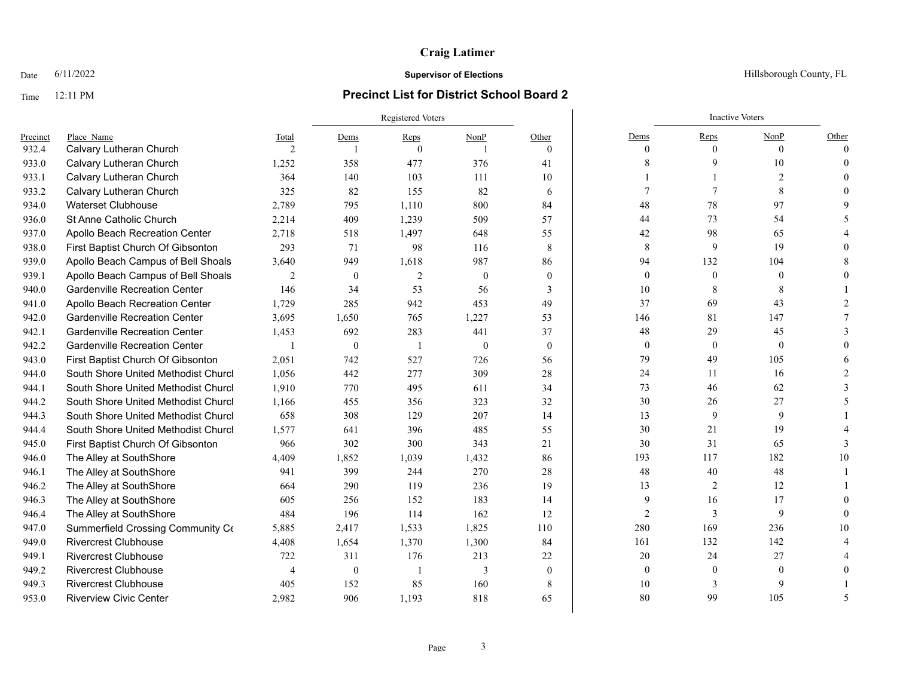# Craig Latimer

Date 6/11/2022 **Supervisor of Elections** Hillsborough County, FL

Time 12:11 PM **Precinct List for District School Board 2**

| Precinct | Place Name | Total | Registered Voters | | | | Inactive Voters | | | |
|---|---|---|---|---|---|---|---|---|---|---|
| | | | Dems | Reps | NonP | Other | Dems | Reps | NonP | Other |
| 932.4 | Calvary Lutheran Church | 2 | 1 | 0 | 1 | 0 | 0 | 0 | 0 | 0 |
| 933.0 | Calvary Lutheran Church | 1,252 | 358 | 477 | 376 | 41 | 8 | 9 | 10 | 0 |
| 933.1 | Calvary Lutheran Church | 364 | 140 | 103 | 111 | 10 | 1 | 1 | 2 | 0 |
| 933.2 | Calvary Lutheran Church | 325 | 82 | 155 | 82 | 6 | 7 | 7 | 8 | 0 |
| 934.0 | Waterset Clubhouse | 2,789 | 795 | 1,110 | 800 | 84 | 48 | 78 | 97 | 9 |
| 936.0 | St Anne Catholic Church | 2,214 | 409 | 1,239 | 509 | 57 | 44 | 73 | 54 | 5 |
| 937.0 | Apollo Beach Recreation Center | 2,718 | 518 | 1,497 | 648 | 55 | 42 | 98 | 65 | 4 |
| 938.0 | First Baptist Church Of Gibsonton | 293 | 71 | 98 | 116 | 8 | 8 | 9 | 19 | 0 |
| 939.0 | Apollo Beach Campus of Bell Shoals | 3,640 | 949 | 1,618 | 987 | 86 | 94 | 132 | 104 | 8 |
| 939.1 | Apollo Beach Campus of Bell Shoals | 2 | 0 | 2 | 0 | 0 | 0 | 0 | 0 | 0 |
| 940.0 | Gardenville Recreation Center | 146 | 34 | 53 | 56 | 3 | 10 | 8 | 8 | 1 |
| 941.0 | Apollo Beach Recreation Center | 1,729 | 285 | 942 | 453 | 49 | 37 | 69 | 43 | 2 |
| 942.0 | Gardenville Recreation Center | 3,695 | 1,650 | 765 | 1,227 | 53 | 146 | 81 | 147 | 7 |
| 942.1 | Gardenville Recreation Center | 1,453 | 692 | 283 | 441 | 37 | 48 | 29 | 45 | 3 |
| 942.2 | Gardenville Recreation Center | 1 | 0 | 1 | 0 | 0 | 0 | 0 | 0 | 0 |
| 943.0 | First Baptist Church Of Gibsonton | 2,051 | 742 | 527 | 726 | 56 | 79 | 49 | 105 | 6 |
| 944.0 | South Shore United Methodist Churcl | 1,056 | 442 | 277 | 309 | 28 | 24 | 11 | 16 | 2 |
| 944.1 | South Shore United Methodist Churcl | 1,910 | 770 | 495 | 611 | 34 | 73 | 46 | 62 | 3 |
| 944.2 | South Shore United Methodist Churcl | 1,166 | 455 | 356 | 323 | 32 | 30 | 26 | 27 | 5 |
| 944.3 | South Shore United Methodist Churcl | 658 | 308 | 129 | 207 | 14 | 13 | 9 | 9 | 1 |
| 944.4 | South Shore United Methodist Churcl | 1,577 | 641 | 396 | 485 | 55 | 30 | 21 | 19 | 4 |
| 945.0 | First Baptist Church Of Gibsonton | 966 | 302 | 300 | 343 | 21 | 30 | 31 | 65 | 3 |
| 946.0 | The Alley at SouthShore | 4,409 | 1,852 | 1,039 | 1,432 | 86 | 193 | 117 | 182 | 10 |
| 946.1 | The Alley at SouthShore | 941 | 399 | 244 | 270 | 28 | 48 | 40 | 48 | 1 |
| 946.2 | The Alley at SouthShore | 664 | 290 | 119 | 236 | 19 | 13 | 2 | 12 | 1 |
| 946.3 | The Alley at SouthShore | 605 | 256 | 152 | 183 | 14 | 9 | 16 | 17 | 0 |
| 946.4 | The Alley at SouthShore | 484 | 196 | 114 | 162 | 12 | 2 | 3 | 9 | 0 |
| 947.0 | Summerfield Crossing Community Ce | 5,885 | 2,417 | 1,533 | 1,825 | 110 | 280 | 169 | 236 | 10 |
| 949.0 | Rivercrest Clubhouse | 4,408 | 1,654 | 1,370 | 1,300 | 84 | 161 | 132 | 142 | 4 |
| 949.1 | Rivercrest Clubhouse | 722 | 311 | 176 | 213 | 22 | 20 | 24 | 27 | 4 |
| 949.2 | Rivercrest Clubhouse | 4 | 0 | 1 | 3 | 0 | 0 | 0 | 0 | 0 |
| 949.3 | Rivercrest Clubhouse | 405 | 152 | 85 | 160 | 8 | 10 | 3 | 9 | 1 |
| 953.0 | Riverview Civic Center | 2,982 | 906 | 1,193 | 818 | 65 | 80 | 99 | 105 | 5 |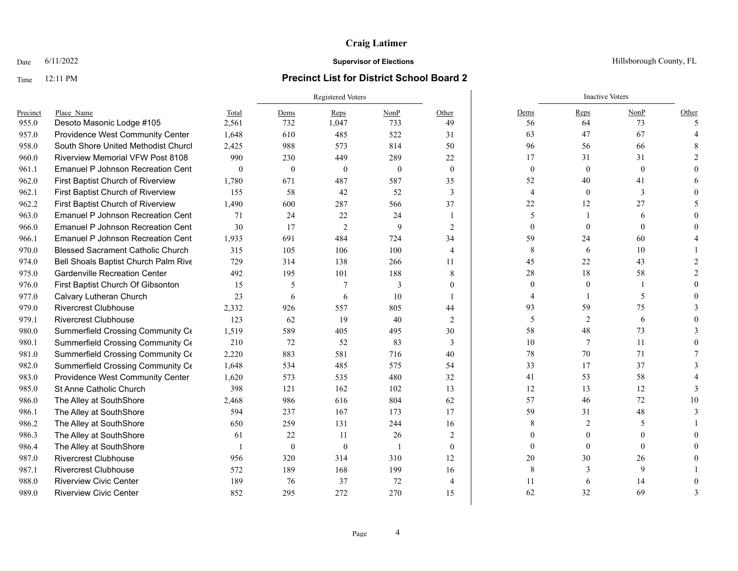**Craig Latimer**

Date 6/11/2022 **Supervisor of Elections** Hillsborough County, FL

Time 12:11 PM **Precinct List for District School Board 2**

| Precinct | Place_Name | Total | Registered Voters Dems | Reps | NonP | Other | Inactive Voters Dems | Reps | NonP | Other |
|---|---|---|---|---|---|---|---|---|---|---|
| 955.0 | Desoto Masonic Lodge #105 | 2,561 | 732 | 1,047 | 733 | 49 | 56 | 64 | 73 | 5 |
| 957.0 | Providence West Community Center | 1,648 | 610 | 485 | 522 | 31 | 63 | 47 | 67 | 4 |
| 958.0 | South Shore United Methodist Churcl | 2,425 | 988 | 573 | 814 | 50 | 96 | 56 | 66 | 8 |
| 960.0 | Riverview Memorial VFW Post 8108 | 990 | 230 | 449 | 289 | 22 | 17 | 31 | 31 | 2 |
| 961.1 | Emanuel P Johnson Recreation Cent | 0 | 0 | 0 | 0 | 0 | 0 | 0 | 0 | 0 |
| 962.0 | First Baptist Church of Riverview | 1,780 | 671 | 487 | 587 | 35 | 52 | 40 | 41 | 6 |
| 962.1 | First Baptist Church of Riverview | 155 | 58 | 42 | 52 | 3 | 4 | 0 | 3 | 0 |
| 962.2 | First Baptist Church of Riverview | 1,490 | 600 | 287 | 566 | 37 | 22 | 12 | 27 | 5 |
| 963.0 | Emanuel P Johnson Recreation Cent | 71 | 24 | 22 | 24 | 1 | 5 | 1 | 6 | 0 |
| 966.0 | Emanuel P Johnson Recreation Cent | 30 | 17 | 2 | 9 | 2 | 0 | 0 | 0 | 0 |
| 966.1 | Emanuel P Johnson Recreation Cent | 1,933 | 691 | 484 | 724 | 34 | 59 | 24 | 60 | 4 |
| 970.0 | Blessed Sacrament Catholic Church | 315 | 105 | 106 | 100 | 4 | 8 | 6 | 10 | 1 |
| 974.0 | Bell Shoals Baptist Church Palm Rive | 729 | 314 | 138 | 266 | 11 | 45 | 22 | 43 | 2 |
| 975.0 | Gardenville Recreation Center | 492 | 195 | 101 | 188 | 8 | 28 | 18 | 58 | 2 |
| 976.0 | First Baptist Church Of Gibsonton | 15 | 5 | 7 | 3 | 0 | 0 | 0 | 1 | 0 |
| 977.0 | Calvary Lutheran Church | 23 | 6 | 6 | 10 | 1 | 4 | 1 | 5 | 0 |
| 979.0 | Rivercrest Clubhouse | 2,332 | 926 | 557 | 805 | 44 | 93 | 59 | 75 | 3 |
| 979.1 | Rivercrest Clubhouse | 123 | 62 | 19 | 40 | 2 | 5 | 2 | 6 | 0 |
| 980.0 | Summerfield Crossing Community Ce | 1,519 | 589 | 405 | 495 | 30 | 58 | 48 | 73 | 3 |
| 980.1 | Summerfield Crossing Community Ce | 210 | 72 | 52 | 83 | 3 | 10 | 7 | 11 | 0 |
| 981.0 | Summerfield Crossing Community Ce | 2,220 | 883 | 581 | 716 | 40 | 78 | 70 | 71 | 7 |
| 982.0 | Summerfield Crossing Community Ce | 1,648 | 534 | 485 | 575 | 54 | 33 | 17 | 37 | 3 |
| 983.0 | Providence West Community Center | 1,620 | 573 | 535 | 480 | 32 | 41 | 53 | 58 | 4 |
| 985.0 | St Anne Catholic Church | 398 | 121 | 162 | 102 | 13 | 12 | 13 | 12 | 3 |
| 986.0 | The Alley at SouthShore | 2,468 | 986 | 616 | 804 | 62 | 57 | 46 | 72 | 10 |
| 986.1 | The Alley at SouthShore | 594 | 237 | 167 | 173 | 17 | 59 | 31 | 48 | 3 |
| 986.2 | The Alley at SouthShore | 650 | 259 | 131 | 244 | 16 | 8 | 2 | 5 | 1 |
| 986.3 | The Alley at SouthShore | 61 | 22 | 11 | 26 | 2 | 0 | 0 | 0 | 0 |
| 986.4 | The Alley at SouthShore | 1 | 0 | 0 | 1 | 0 | 0 | 0 | 0 | 0 |
| 987.0 | Rivercrest Clubhouse | 956 | 320 | 314 | 310 | 12 | 20 | 30 | 26 | 0 |
| 987.1 | Rivercrest Clubhouse | 572 | 189 | 168 | 199 | 16 | 8 | 3 | 9 | 1 |
| 988.0 | Riverview Civic Center | 189 | 76 | 37 | 72 | 4 | 11 | 6 | 14 | 0 |
| 989.0 | Riverview Civic Center | 852 | 295 | 272 | 270 | 15 | 62 | 32 | 69 | 3 |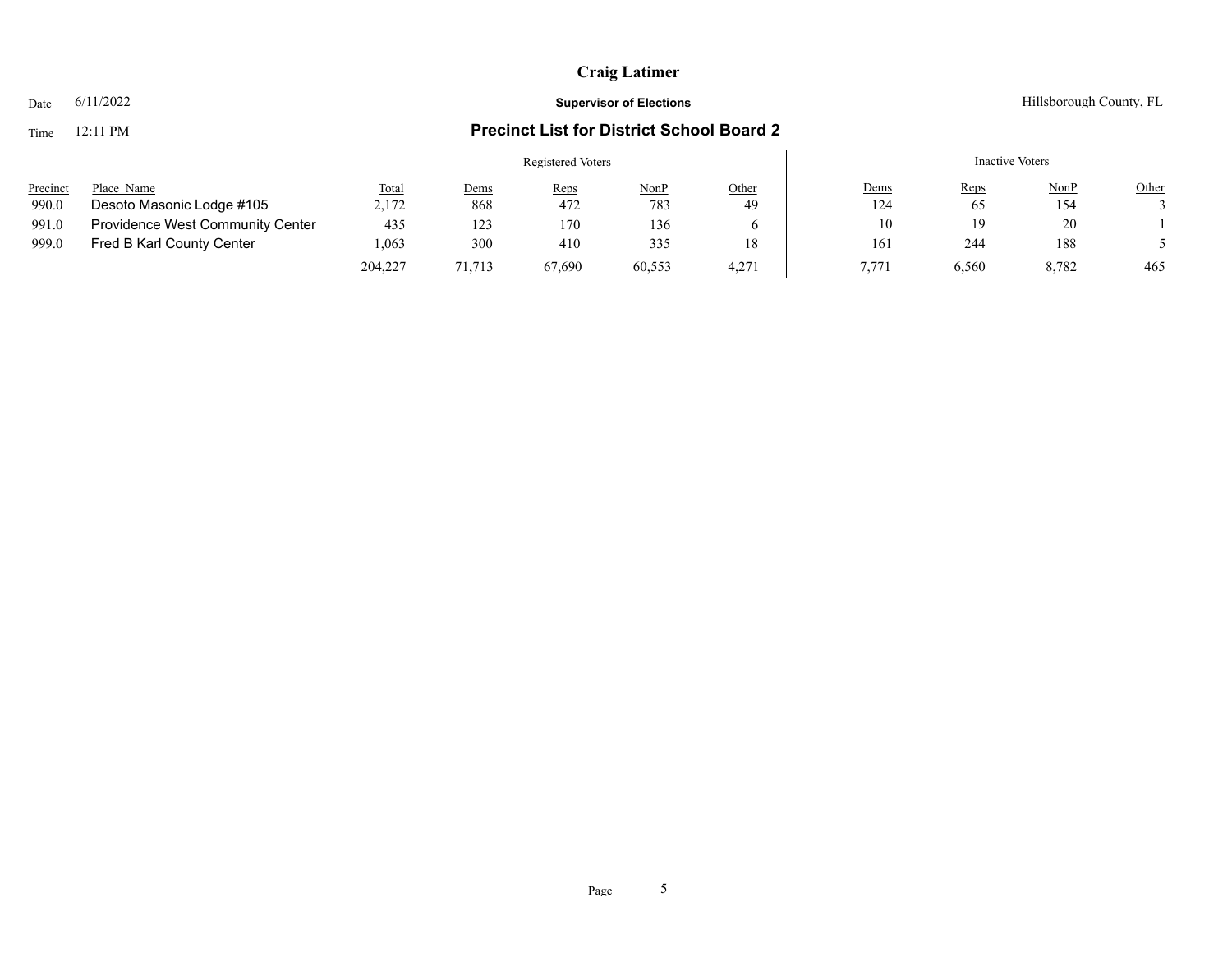**Craig Latimer**

Date 6/11/2022 **Supervisor of Elections** Hillsborough County, FL

Time 12:11 PM

## Precinct List for District School Board 2

| | | | Registered Voters | | | | Inactive Voters | | | |
|---|---|---|---|---|---|---|---|---|---|---|
| Precinct | Place_Name | Total | Dems | Reps | NonP | Other | Dems | Reps | NonP | Other |
| 990.0 | Desoto Masonic Lodge #105 | 2,172 | 868 | 472 | 783 | 49 | 124 | 65 | 154 | 3 |
| 991.0 | Providence West Community Center | 435 | 123 | 170 | 136 | 6 | 10 | 19 | 20 | 1 |
| 999.0 | Fred B Karl County Center | 1,063 | 300 | 410 | 335 | 18 | 161 | 244 | 188 | 5 |
| | | 204,227 | 71,713 | 67,690 | 60,553 | 4,271 | 7,771 | 6,560 | 8,782 | 465 |